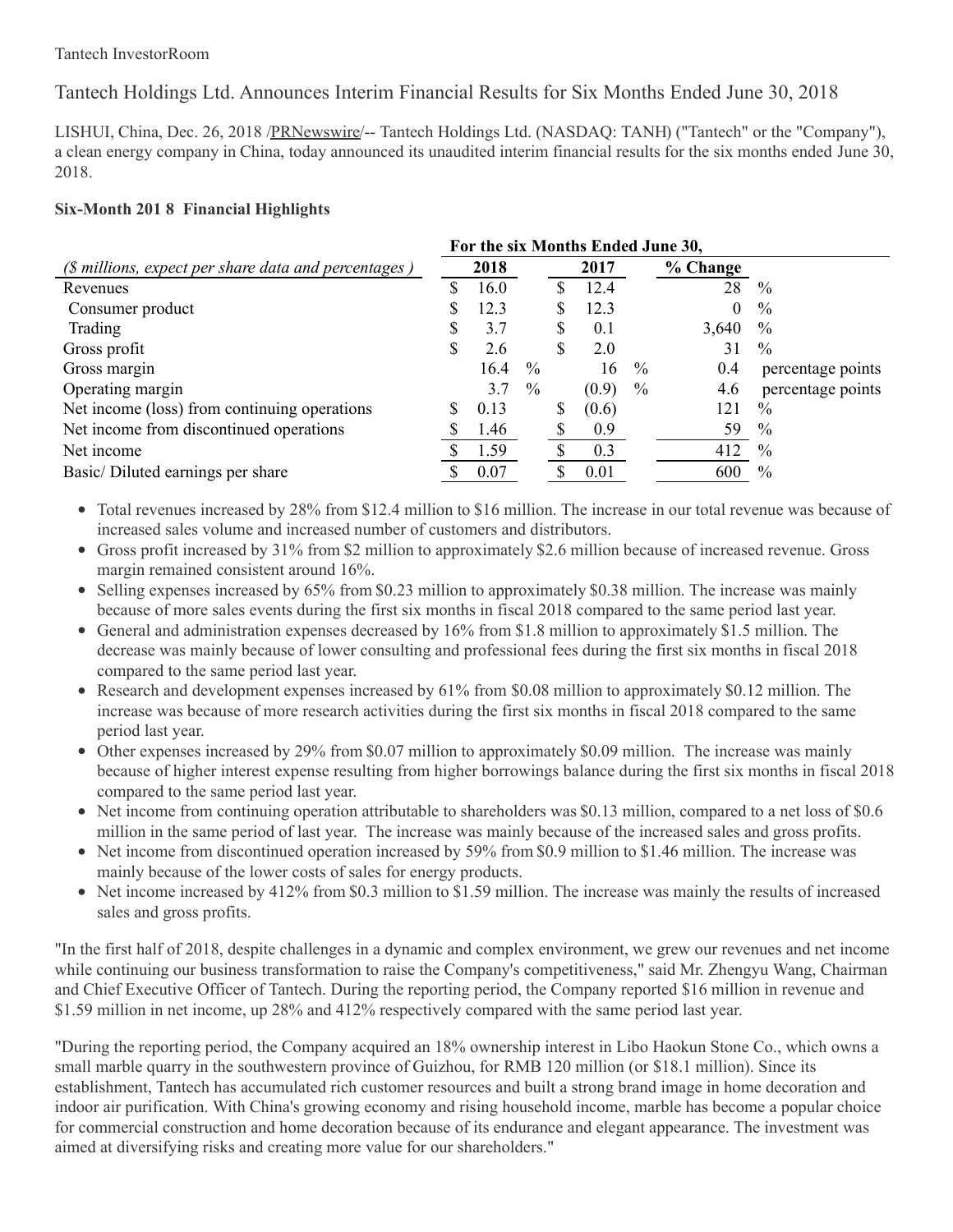Tantech InvestorRoom

# Tantech Holdings Ltd. Announces Interim Financial Results for Six Months Ended June 30, 2018

LISHUI, China, Dec. 26, 2018 /PRNewswire/-- Tantech Holdings Ltd. (NASDAQ: TANH) ("Tantech" or the "Company"), a clean energy company in China, today announced its unaudited interim financial results for the six months ended June 30, 2018.

**Six-Month 201 8 Financial Highlights**

| *($ millions, expect per share data and percentages )* | For the six Months Ended June 30, 2018 | 2017 | % Change | |
|---|---|---|---|---|
| Revenues | $ 16.0 | $ 12.4 | 28 | % |
| Consumer product | $ 12.3 | $ 12.3 | 0 | % |
| Trading | $ 3.7 | $ 0.1 | 3,640 | % |
| Gross profit | $ 2.6 | $ 2.0 | 31 | % |
| Gross margin | 16.4 % | 16 % | 0.4 | percentage points |
| Operating margin | 3.7 % | (0.9) % | 4.6 | percentage points |
| Net income (loss) from continuing operations | $ 0.13 | $ (0.6) | 121 | % |
| Net income from discontinued operations | $ 1.46 | $ 0.9 | 59 | % |
| Net income | $ 1.59 | $ 0.3 | 412 | % |
| Basic/ Diluted earnings per share | $ 0.07 | $ 0.01 | 600 | % |

- Total revenues increased by 28% from $12.4 million to $16 million. The increase in our total revenue was because of increased sales volume and increased number of customers and distributors.
- Gross profit increased by 31% from $2 million to approximately $2.6 million because of increased revenue. Gross margin remained consistent around 16%.
- Selling expenses increased by 65% from $0.23 million to approximately $0.38 million. The increase was mainly because of more sales events during the first six months in fiscal 2018 compared to the same period last year.
- General and administration expenses decreased by 16% from $1.8 million to approximately $1.5 million. The decrease was mainly because of lower consulting and professional fees during the first six months in fiscal 2018 compared to the same period last year.
- Research and development expenses increased by 61% from $0.08 million to approximately $0.12 million. The increase was because of more research activities during the first six months in fiscal 2018 compared to the same period last year.
- Other expenses increased by 29% from $0.07 million to approximately $0.09 million. The increase was mainly because of higher interest expense resulting from higher borrowings balance during the first six months in fiscal 2018 compared to the same period last year.
- Net income from continuing operation attributable to shareholders was $0.13 million, compared to a net loss of $0.6 million in the same period of last year. The increase was mainly because of the increased sales and gross profits.
- Net income from discontinued operation increased by 59% from $0.9 million to $1.46 million. The increase was mainly because of the lower costs of sales for energy products.
- Net income increased by 412% from $0.3 million to $1.59 million. The increase was mainly the results of increased sales and gross profits.

"In the first half of 2018, despite challenges in a dynamic and complex environment, we grew our revenues and net income while continuing our business transformation to raise the Company's competitiveness," said Mr. Zhengyu Wang, Chairman and Chief Executive Officer of Tantech. During the reporting period, the Company reported $16 million in revenue and $1.59 million in net income, up 28% and 412% respectively compared with the same period last year.

"During the reporting period, the Company acquired an 18% ownership interest in Libo Haokun Stone Co., which owns a small marble quarry in the southwestern province of Guizhou, for RMB 120 million (or $18.1 million). Since its establishment, Tantech has accumulated rich customer resources and built a strong brand image in home decoration and indoor air purification. With China's growing economy and rising household income, marble has become a popular choice for commercial construction and home decoration because of its endurance and elegant appearance. The investment was aimed at diversifying risks and creating more value for our shareholders."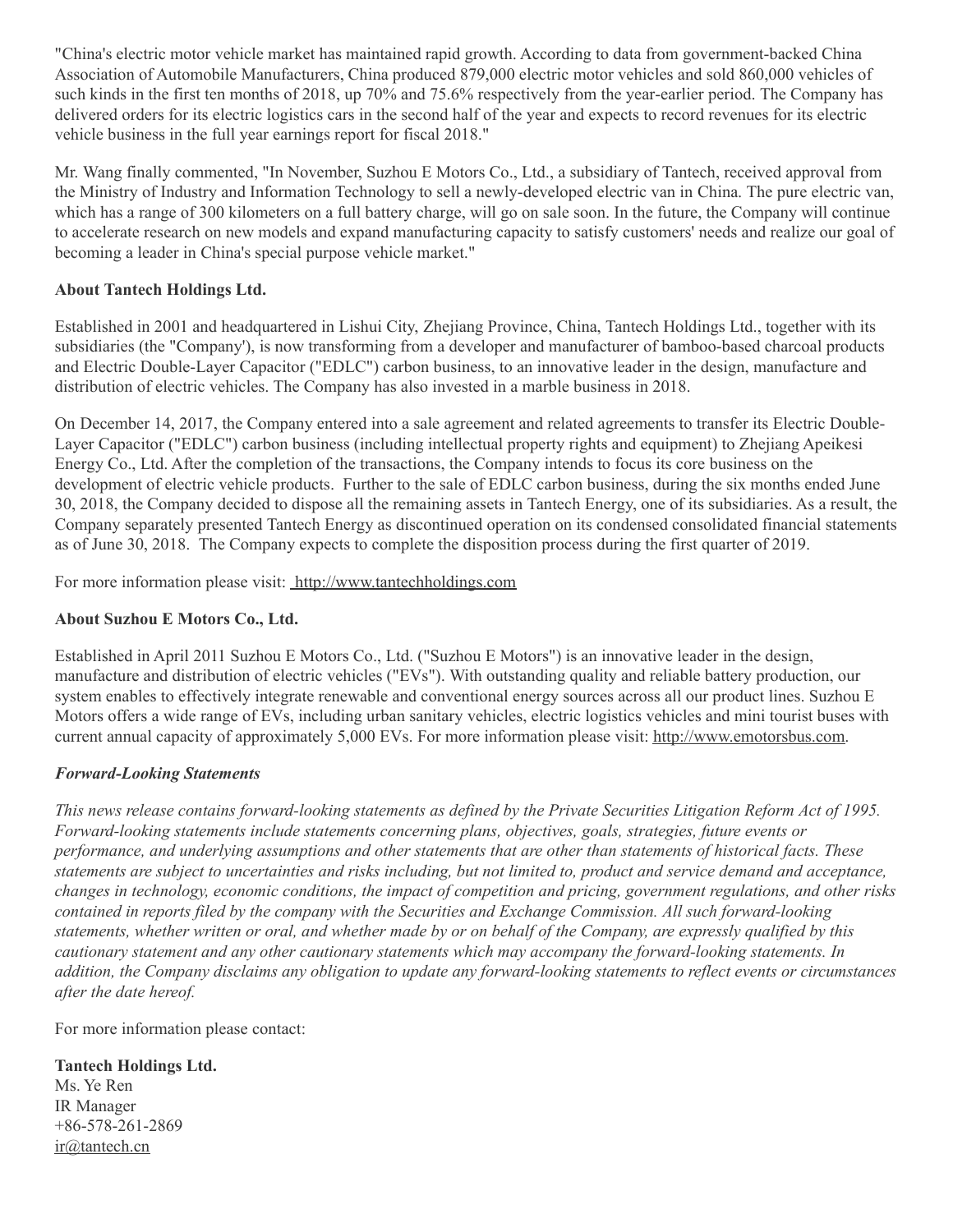"China's electric motor vehicle market has maintained rapid growth. According to data from government-backed China Association of Automobile Manufacturers, China produced 879,000 electric motor vehicles and sold 860,000 vehicles of such kinds in the first ten months of 2018, up 70% and 75.6% respectively from the year-earlier period. The Company has delivered orders for its electric logistics cars in the second half of the year and expects to record revenues for its electric vehicle business in the full year earnings report for fiscal 2018."

Mr. Wang finally commented, "In November, Suzhou E Motors Co., Ltd., a subsidiary of Tantech, received approval from the Ministry of Industry and Information Technology to sell a newly-developed electric van in China. The pure electric van, which has a range of 300 kilometers on a full battery charge, will go on sale soon. In the future, the Company will continue to accelerate research on new models and expand manufacturing capacity to satisfy customers' needs and realize our goal of becoming a leader in China's special purpose vehicle market."

**About Tantech Holdings Ltd.**

Established in 2001 and headquartered in Lishui City, Zhejiang Province, China, Tantech Holdings Ltd., together with its subsidiaries (the "Company'), is now transforming from a developer and manufacturer of bamboo-based charcoal products and Electric Double-Layer Capacitor ("EDLC") carbon business, to an innovative leader in the design, manufacture and distribution of electric vehicles. The Company has also invested in a marble business in 2018.

On December 14, 2017, the Company entered into a sale agreement and related agreements to transfer its Electric Double-Layer Capacitor ("EDLC") carbon business (including intellectual property rights and equipment) to Zhejiang Apeikesi Energy Co., Ltd. After the completion of the transactions, the Company intends to focus its core business on the development of electric vehicle products. Further to the sale of EDLC carbon business, during the six months ended June 30, 2018, the Company decided to dispose all the remaining assets in Tantech Energy, one of its subsidiaries. As a result, the Company separately presented Tantech Energy as discontinued operation on its condensed consolidated financial statements as of June 30, 2018. The Company expects to complete the disposition process during the first quarter of 2019.

For more information please visit: http://www.tantechholdings.com

**About Suzhou E Motors Co., Ltd.**

Established in April 2011 Suzhou E Motors Co., Ltd. ("Suzhou E Motors") is an innovative leader in the design, manufacture and distribution of electric vehicles ("EVs"). With outstanding quality and reliable battery production, our system enables to effectively integrate renewable and conventional energy sources across all our product lines. Suzhou E Motors offers a wide range of EVs, including urban sanitary vehicles, electric logistics vehicles and mini tourist buses with current annual capacity of approximately 5,000 EVs. For more information please visit: http://www.emotorsbus.com.

***Forward-Looking Statements***

*This news release contains forward-looking statements as defined by the Private Securities Litigation Reform Act of 1995. Forward-looking statements include statements concerning plans, objectives, goals, strategies, future events or performance, and underlying assumptions and other statements that are other than statements of historical facts. These statements are subject to uncertainties and risks including, but not limited to, product and service demand and acceptance, changes in technology, economic conditions, the impact of competition and pricing, government regulations, and other risks contained in reports filed by the company with the Securities and Exchange Commission. All such forward-looking statements, whether written or oral, and whether made by or on behalf of the Company, are expressly qualified by this cautionary statement and any other cautionary statements which may accompany the forward-looking statements. In addition, the Company disclaims any obligation to update any forward-looking statements to reflect events or circumstances after the date hereof.*

For more information please contact:

**Tantech Holdings Ltd.**
Ms. Ye Ren
IR Manager
+86-578-261-2869
ir@tantech.cn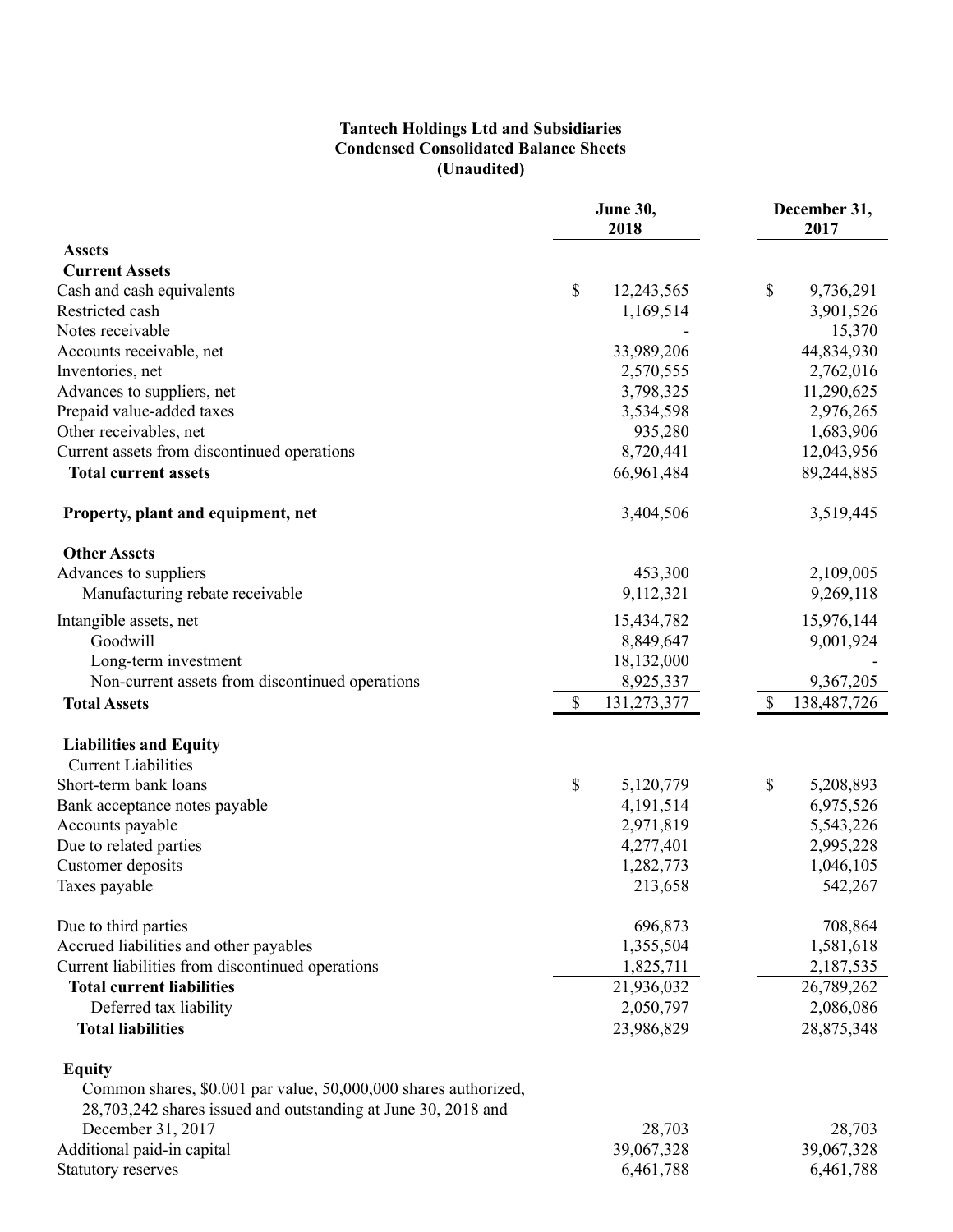**Tantech Holdings Ltd and Subsidiaries**
**Condensed Consolidated Balance Sheets**
**(Unaudited)**

| | June 30, 2018 | December 31, 2017 |
|---|---|---|
| **Assets** | | |
| **Current Assets** | | |
| Cash and cash equivalents | $ 12,243,565 | $ 9,736,291 |
| Restricted cash | 1,169,514 | 3,901,526 |
| Notes receivable | - | 15,370 |
| Accounts receivable, net | 33,989,206 | 44,834,930 |
| Inventories, net | 2,570,555 | 2,762,016 |
| Advances to suppliers, net | 3,798,325 | 11,290,625 |
| Prepaid value-added taxes | 3,534,598 | 2,976,265 |
| Other receivables, net | 935,280 | 1,683,906 |
| Current assets from discontinued operations | 8,720,441 | 12,043,956 |
| **Total current assets** | 66,961,484 | 89,244,885 |
| | | |
| **Property, plant and equipment, net** | 3,404,506 | 3,519,445 |
| | | |
| **Other Assets** | | |
| Advances to suppliers | 453,300 | 2,109,005 |
| Manufacturing rebate receivable | 9,112,321 | 9,269,118 |
| Intangible assets, net | 15,434,782 | 15,976,144 |
| Goodwill | 8,849,647 | 9,001,924 |
| Long-term investment | 18,132,000 | - |
| Non-current assets from discontinued operations | 8,925,337 | 9,367,205 |
| **Total Assets** | $ 131,273,377 | $ 138,487,726 |
| | | |
| **Liabilities and Equity** | | |
| Current Liabilities | | |
| Short-term bank loans | $ 5,120,779 | $ 5,208,893 |
| Bank acceptance notes payable | 4,191,514 | 6,975,526 |
| Accounts payable | 2,971,819 | 5,543,226 |
| Due to related parties | 4,277,401 | 2,995,228 |
| Customer deposits | 1,282,773 | 1,046,105 |
| Taxes payable | 213,658 | 542,267 |
| | | |
| Due to third parties | 696,873 | 708,864 |
| Accrued liabilities and other payables | 1,355,504 | 1,581,618 |
| Current liabilities from discontinued operations | 1,825,711 | 2,187,535 |
| **Total current liabilities** | 21,936,032 | 26,789,262 |
| Deferred tax liability | 2,050,797 | 2,086,086 |
| **Total liabilities** | 23,986,829 | 28,875,348 |
| | | |
| **Equity** | | |
| Common shares, $0.001 par value, 50,000,000 shares authorized, 28,703,242 shares issued and outstanding at June 30, 2018 and December 31, 2017 | 28,703 | 28,703 |
| Additional paid-in capital | 39,067,328 | 39,067,328 |
| Statutory reserves | 6,461,788 | 6,461,788 |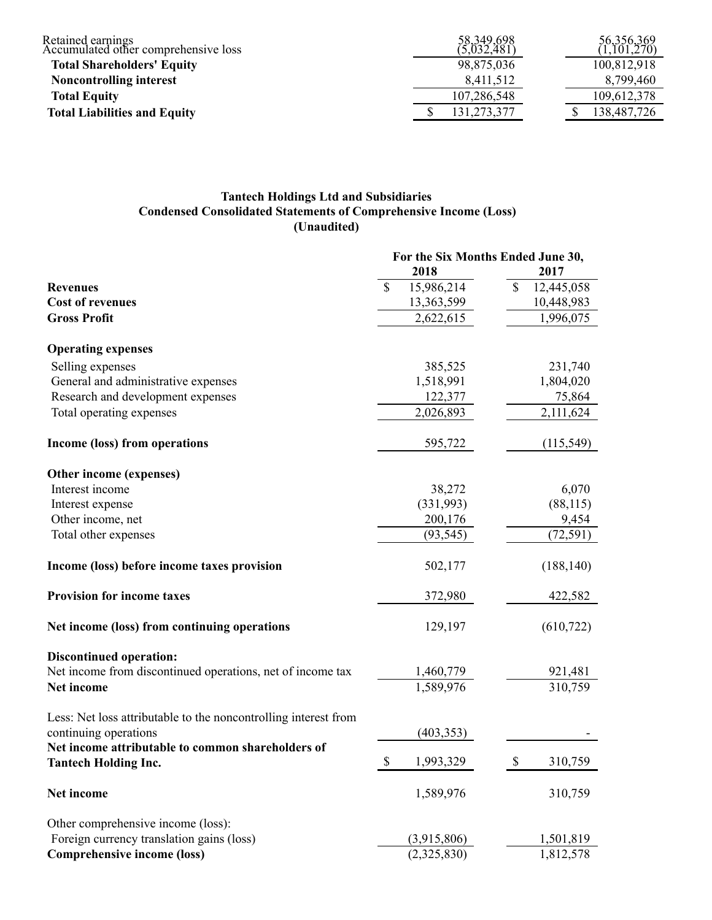| | | |
|---|---|---|
| Retained earnings | 58,349,698 | 56,356,369 |
| Accumulated other comprehensive loss | (5,032,481) | (1,101,270) |
| **Total Shareholders' Equity** | 98,875,036 | 100,812,918 |
| **Noncontrolling interest** | 8,411,512 | 8,799,460 |
| **Total Equity** | 107,286,548 | 109,612,378 |
| **Total Liabilities and Equity** | $ 131,273,377 | $ 138,487,726 |

**Tantech Holdings Ltd and Subsidiaries**
**Condensed Consolidated Statements of Comprehensive Income (Loss)**
**(Unaudited)**

| | For the Six Months Ended June 30, | |
|---|---|---|
| | 2018 | 2017 |
| **Revenues** | $ 15,986,214 | $ 12,445,058 |
| **Cost of revenues** | 13,363,599 | 10,448,983 |
| **Gross Profit** | 2,622,615 | 1,996,075 |
| | | |
| **Operating expenses** | | |
| Selling expenses | 385,525 | 231,740 |
| General and administrative expenses | 1,518,991 | 1,804,020 |
| Research and development expenses | 122,377 | 75,864 |
| Total operating expenses | 2,026,893 | 2,111,624 |
| | | |
| **Income (loss) from operations** | 595,722 | (115,549) |
| | | |
| **Other income (expenses)** | | |
| Interest income | 38,272 | 6,070 |
| Interest expense | (331,993) | (88,115) |
| Other income, net | 200,176 | 9,454 |
| Total other expenses | (93,545) | (72,591) |
| | | |
| **Income (loss) before income taxes provision** | 502,177 | (188,140) |
| | | |
| **Provision for income taxes** | 372,980 | 422,582 |
| | | |
| **Net income (loss) from continuing operations** | 129,197 | (610,722) |
| | | |
| **Discontinued operation:** | | |
| Net income from discontinued operations, net of income tax | 1,460,779 | 921,481 |
| **Net income** | 1,589,976 | 310,759 |
| | | |
| Less: Net loss attributable to the noncontrolling interest from continuing operations | (403,353) | - |
| **Net income attributable to common shareholders of Tantech Holding Inc.** | $ 1,993,329 | $ 310,759 |
| | | |
| **Net income** | 1,589,976 | 310,759 |
| | | |
| Other comprehensive income (loss): | | |
| Foreign currency translation gains (loss) | (3,915,806) | 1,501,819 |
| **Comprehensive income (loss)** | (2,325,830) | 1,812,578 |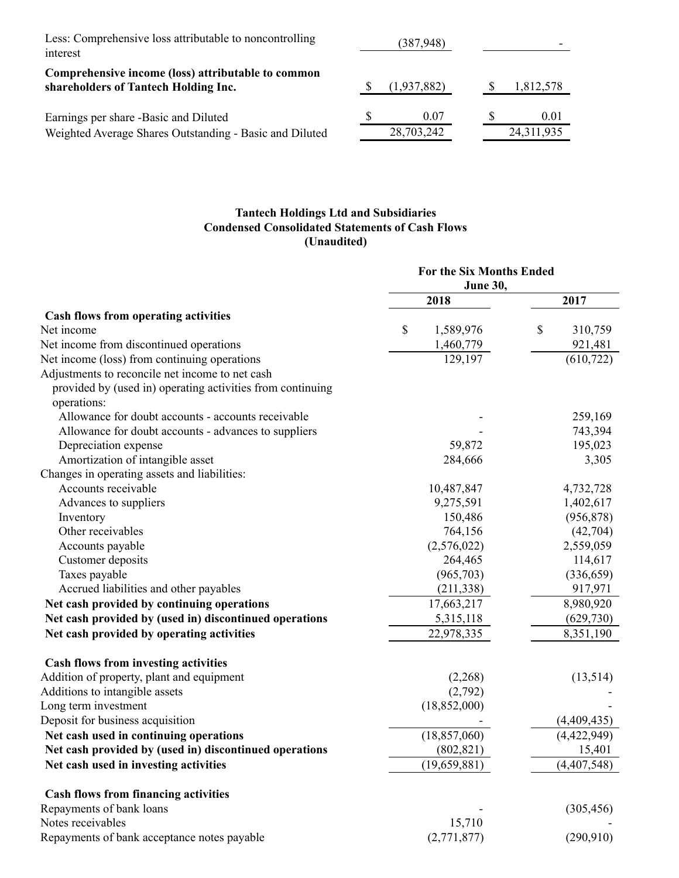| | | |
|---|---|---|
| Less: Comprehensive loss attributable to noncontrolling interest | (387,948) | - |
| **Comprehensive income (loss) attributable to common shareholders of Tantech Holding Inc.** | $ (1,937,882) | $ 1,812,578 |
| Earnings per share -Basic and Diluted | $ 0.07 | $ 0.01 |
| Weighted Average Shares Outstanding - Basic and Diluted | 28,703,242 | 24,311,935 |

**Tantech Holdings Ltd and Subsidiaries**
**Condensed Consolidated Statements of Cash Flows**
**(Unaudited)**

| | For the Six Months Ended June 30, | |
|---|---|---|
| | 2018 | 2017 |
| **Cash flows from operating activities** | | |
| Net income | $ 1,589,976 | $ 310,759 |
| Net income from discontinued operations | 1,460,779 | 921,481 |
| Net income (loss) from continuing operations | 129,197 | (610,722) |
| Adjustments to reconcile net income to net cash provided by (used in) operating activities from continuing operations: | | |
| Allowance for doubt accounts - accounts receivable | - | 259,169 |
| Allowance for doubt accounts - advances to suppliers | - | 743,394 |
| Depreciation expense | 59,872 | 195,023 |
| Amortization of intangible asset | 284,666 | 3,305 |
| Changes in operating assets and liabilities: | | |
| Accounts receivable | 10,487,847 | 4,732,728 |
| Advances to suppliers | 9,275,591 | 1,402,617 |
| Inventory | 150,486 | (956,878) |
| Other receivables | 764,156 | (42,704) |
| Accounts payable | (2,576,022) | 2,559,059 |
| Customer deposits | 264,465 | 114,617 |
| Taxes payable | (965,703) | (336,659) |
| Accrued liabilities and other payables | (211,338) | 917,971 |
| **Net cash provided by continuing operations** | 17,663,217 | 8,980,920 |
| **Net cash provided by (used in) discontinued operations** | 5,315,118 | (629,730) |
| **Net cash provided by operating activities** | 22,978,335 | 8,351,190 |
| **Cash flows from investing activities** | | |
| Addition of property, plant and equipment | (2,268) | (13,514) |
| Additions to intangible assets | (2,792) | - |
| Long term investment | (18,852,000) | - |
| Deposit for business acquisition | - | (4,409,435) |
| **Net cash used in continuing operations** | (18,857,060) | (4,422,949) |
| **Net cash provided by (used in) discontinued operations** | (802,821) | 15,401 |
| **Net cash used in investing activities** | (19,659,881) | (4,407,548) |
| **Cash flows from financing activities** | | |
| Repayments of bank loans | - | (305,456) |
| Notes receivables | 15,710 | - |
| Repayments of bank acceptance notes payable | (2,771,877) | (290,910) |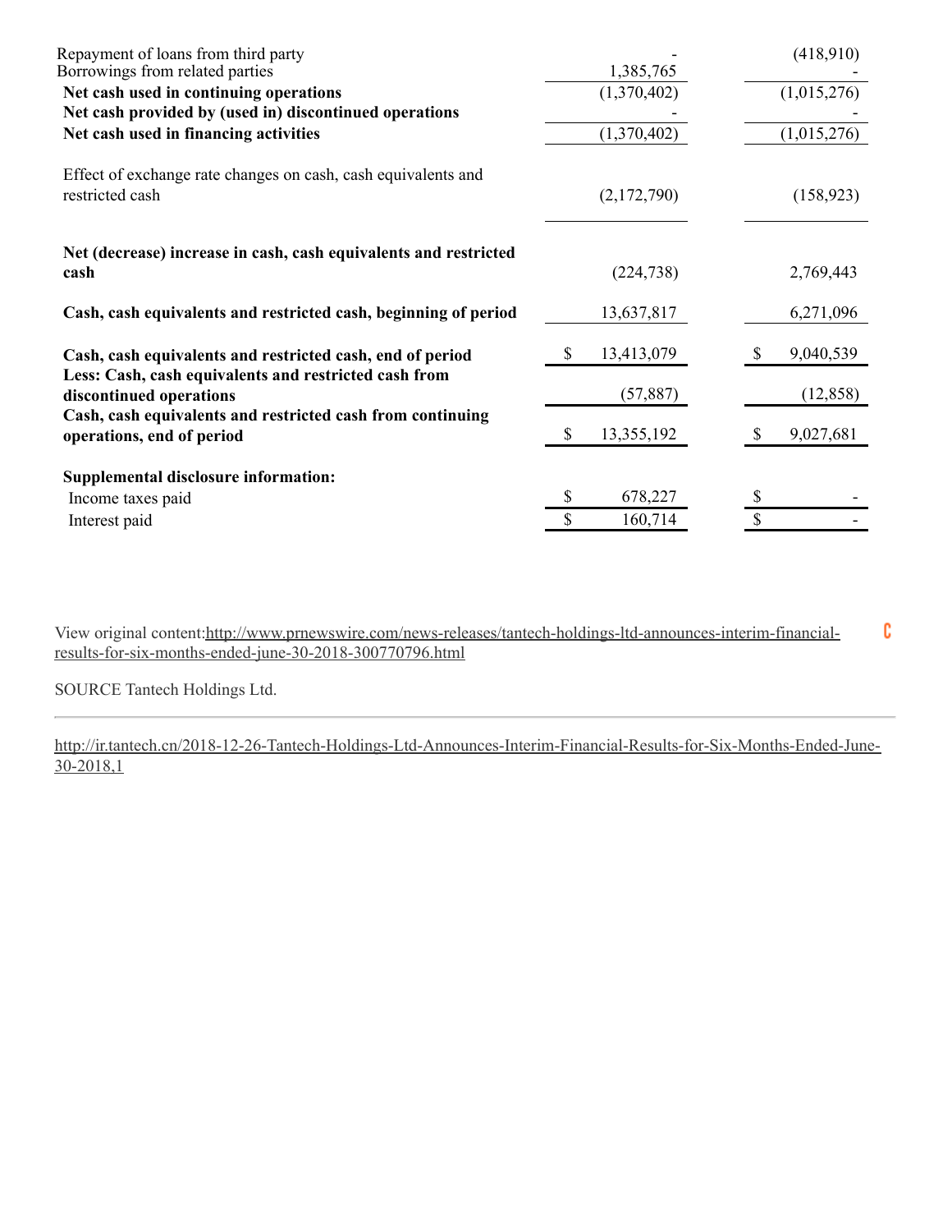| | | |
|---|---|---|
| Repayment of loans from third party | - | (418,910) |
| Borrowings from related parties | 1,385,765 | - |
| **Net cash used in continuing operations** | (1,370,402) | (1,015,276) |
| **Net cash provided by (used in) discontinued operations** | - | - |
| **Net cash used in financing activities** | (1,370,402) | (1,015,276) |
| | | |
| Effect of exchange rate changes on cash, cash equivalents and restricted cash | (2,172,790) | (158,923) |
| | | |
| **Net (decrease) increase in cash, cash equivalents and restricted cash** | (224,738) | 2,769,443 |
| | | |
| **Cash, cash equivalents and restricted cash, beginning of period** | 13,637,817 | 6,271,096 |
| | | |
| **Cash, cash equivalents and restricted cash, end of period** | $ 13,413,079 | $ 9,040,539 |
| **Less: Cash, cash equivalents and restricted cash from discontinued operations** | (57,887) | (12,858) |
| **Cash, cash equivalents and restricted cash from continuing operations, end of period** | $ 13,355,192 | $ 9,027,681 |
| | | |
| **Supplemental disclosure information:** | | |
| Income taxes paid | $ 678,227 | $ - |
| Interest paid | $ 160,714 | $ - |

View original content:http://www.prnewswire.com/news-releases/tantech-holdings-ltd-announces-interim-financial-results-for-six-months-ended-june-30-2018-300770796.html

SOURCE Tantech Holdings Ltd.

---

http://ir.tantech.cn/2018-12-26-Tantech-Holdings-Ltd-Announces-Interim-Financial-Results-for-Six-Months-Ended-June-30-2018,1